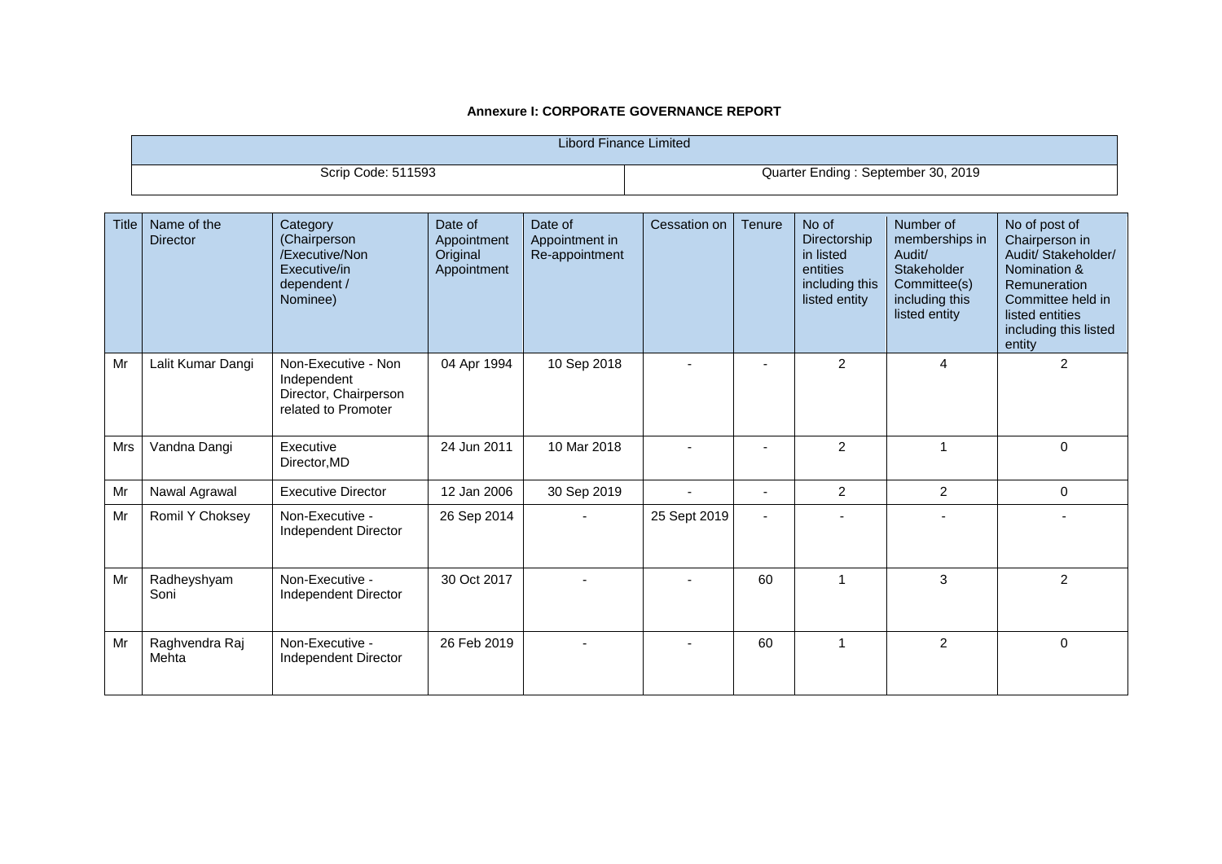**Annexure I: CORPORATE GOVERNANCE REPORT**

| Libord Finance Limited | |
|---|---|
| Scrip Code: 511593 | Quarter Ending : September 30, 2019 |

| Title | Name of the Director | Category (Chairperson /Executive/Non Executive/in dependent / Nominee) | Date of Appointment Original Appointment | Date of Appointment in Re-appointment | Cessation on | Tenure | No of Directorship in listed entities including this listed entity | Number of memberships in Audit/ Stakeholder Committee(s) including this listed entity | No of post of Chairperson in Audit/ Stakeholder/ Nomination & Remuneration Committee held in listed entities including this listed entity |
|---|---|---|---|---|---|---|---|---|---|
| Mr | Lalit Kumar Dangi | Non-Executive - Non Independent Director, Chairperson related to Promoter | 04 Apr 1994 | 10 Sep 2018 | - | - | 2 | 4 | 2 |
| Mrs | Vandna Dangi | Executive Director,MD | 24 Jun 2011 | 10 Mar 2018 | - | - | 2 | 1 | 0 |
| Mr | Nawal Agrawal | Executive Director | 12 Jan 2006 | 30 Sep 2019 | - | - | 2 | 2 | 0 |
| Mr | Romil Y Choksey | Non-Executive - Independent Director | 26 Sep 2014 | - | 25 Sept 2019 | - | - | - | - |
| Mr | Radheyshyam Soni | Non-Executive - Independent Director | 30 Oct 2017 | - | - | 60 | 1 | 3 | 2 |
| Mr | Raghvendra Raj Mehta | Non-Executive - Independent Director | 26 Feb 2019 | - | - | 60 | 1 | 2 | 0 |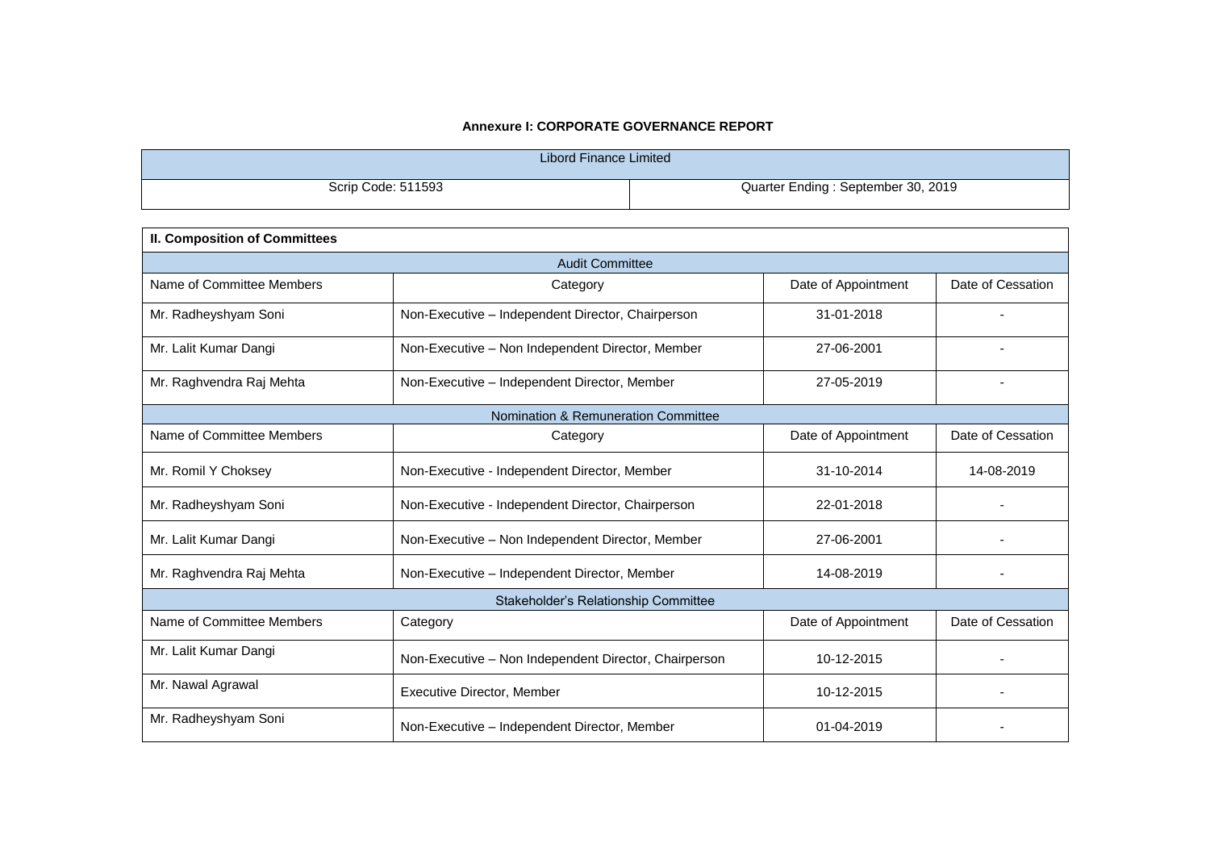**Annexure I: CORPORATE GOVERNANCE REPORT**

| Libord Finance Limited | |
|---|---|
| Scrip Code: 511593 | Quarter Ending : September 30, 2019 |

**II. Composition of Committees**

**Audit Committee**

| Name of Committee Members | Category | Date of Appointment | Date of Cessation |
|---|---|---|---|
| Mr. Radheyshyam Soni | Non-Executive – Independent Director, Chairperson | 31-01-2018 | - |
| Mr. Lalit Kumar Dangi | Non-Executive – Non Independent Director, Member | 27-06-2001 | - |
| Mr. Raghvendra Raj Mehta | Non-Executive – Independent Director, Member | 27-05-2019 | - |

**Nomination & Remuneration Committee**

| Name of Committee Members | Category | Date of Appointment | Date of Cessation |
|---|---|---|---|
| Mr. Romil Y Choksey | Non-Executive - Independent Director, Member | 31-10-2014 | 14-08-2019 |
| Mr. Radheyshyam Soni | Non-Executive - Independent Director, Chairperson | 22-01-2018 | - |
| Mr. Lalit Kumar Dangi | Non-Executive – Non Independent Director, Member | 27-06-2001 | - |
| Mr. Raghvendra Raj Mehta | Non-Executive – Independent Director, Member | 14-08-2019 | - |

**Stakeholder's Relationship Committee**

| Name of Committee Members | Category | Date of Appointment | Date of Cessation |
|---|---|---|---|
| Mr. Lalit Kumar Dangi | Non-Executive – Non Independent Director, Chairperson | 10-12-2015 | - |
| Mr. Nawal Agrawal | Executive Director, Member | 10-12-2015 | - |
| Mr. Radheyshyam Soni | Non-Executive – Independent Director, Member | 01-04-2019 | - |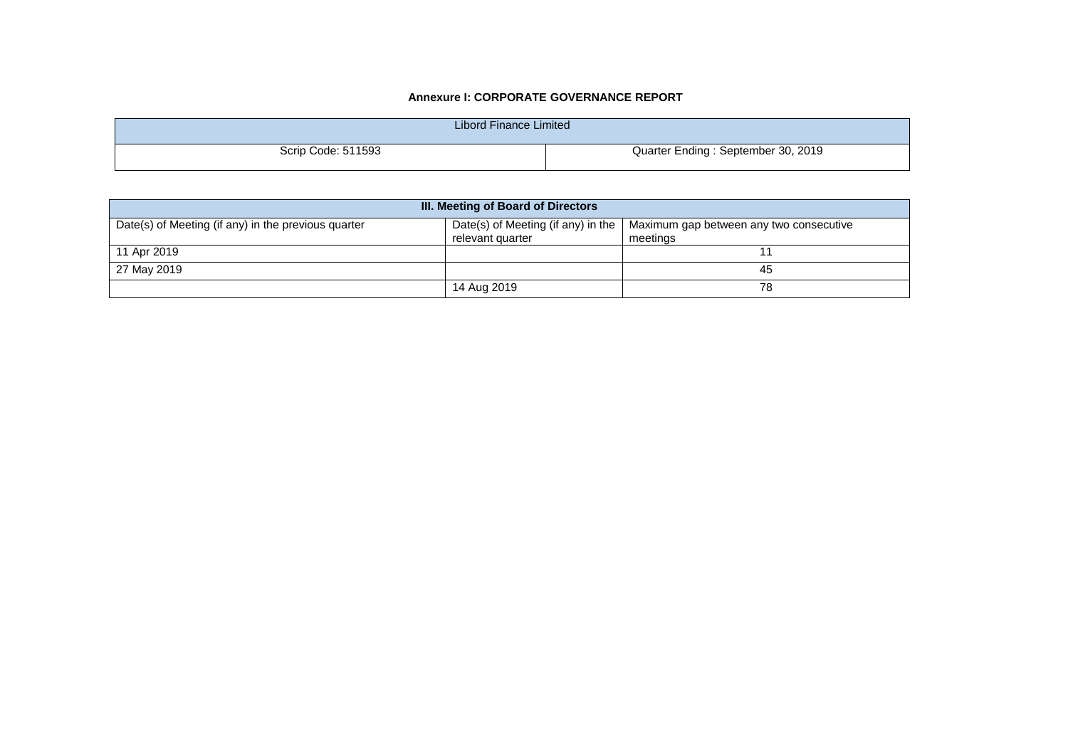**Annexure I: CORPORATE GOVERNANCE REPORT**

| Libord Finance Limited | |
|---|---|
| Scrip Code: 511593 | Quarter Ending : September 30, 2019 |

| III. Meeting of Board of Directors | | |
|---|---|---|
| Date(s) of Meeting (if any) in the previous quarter | Date(s) of Meeting (if any) in the relevant quarter | Maximum gap between any two consecutive meetings |
| 11 Apr 2019 | | 11 |
| 27 May 2019 | | 45 |
| | 14 Aug 2019 | 78 |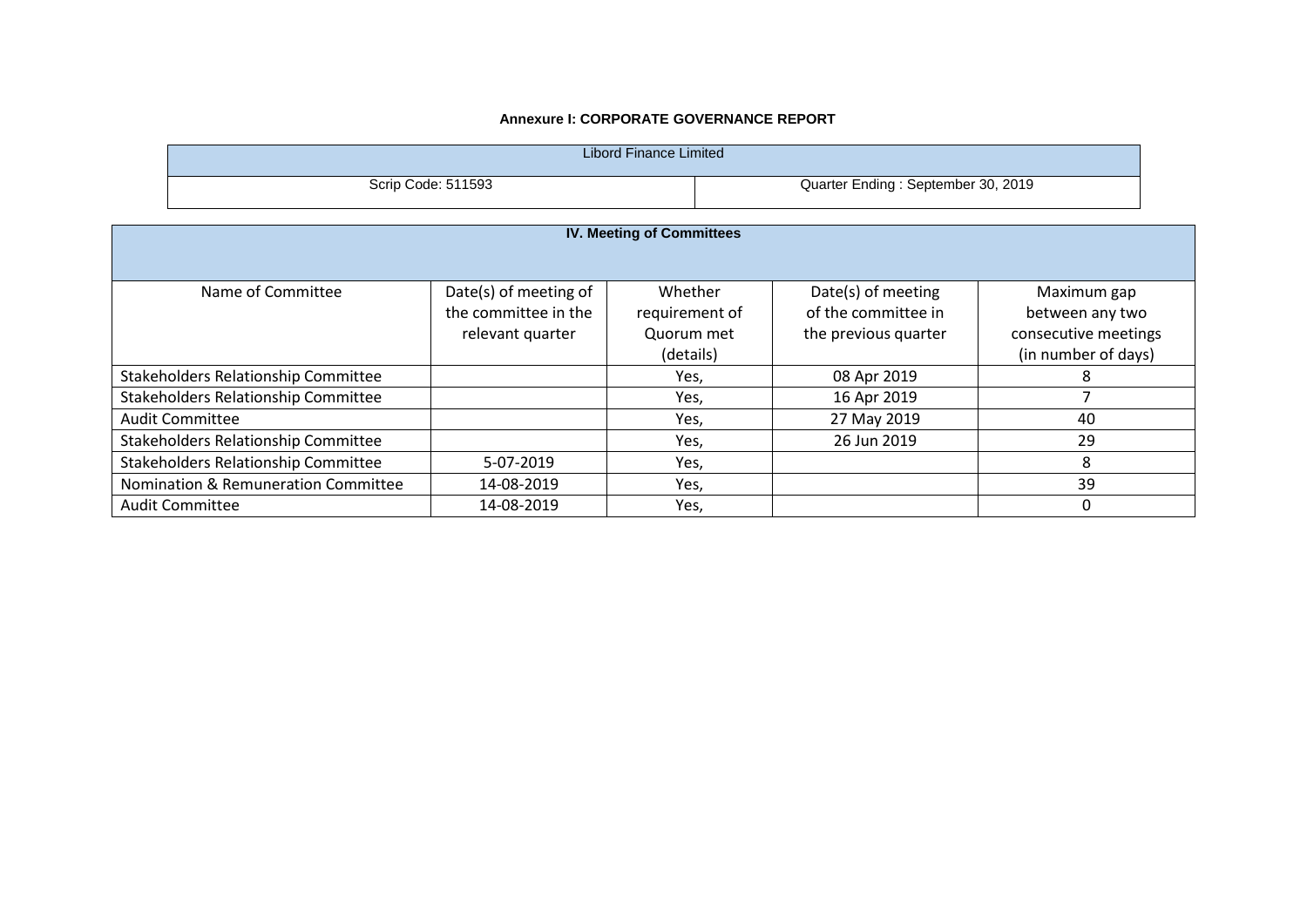**Annexure I: CORPORATE GOVERNANCE REPORT**

| Libord Finance Limited | |
|---|---|
| Scrip Code: 511593 | Quarter Ending : September 30, 2019 |

**IV. Meeting of Committees**

| Name of Committee | Date(s) of meeting of the committee in the relevant quarter | Whether requirement of Quorum met (details) | Date(s) of meeting of the committee in the previous quarter | Maximum gap between any two consecutive meetings (in number of days) |
|---|---|---|---|---|
| Stakeholders Relationship Committee | | Yes, | 08 Apr 2019 | 8 |
| Stakeholders Relationship Committee | | Yes, | 16 Apr 2019 | 7 |
| Audit Committee | | Yes, | 27 May 2019 | 40 |
| Stakeholders Relationship Committee | | Yes, | 26 Jun 2019 | 29 |
| Stakeholders Relationship Committee | 5-07-2019 | Yes, | | 8 |
| Nomination & Remuneration Committee | 14-08-2019 | Yes, | | 39 |
| Audit Committee | 14-08-2019 | Yes, | | 0 |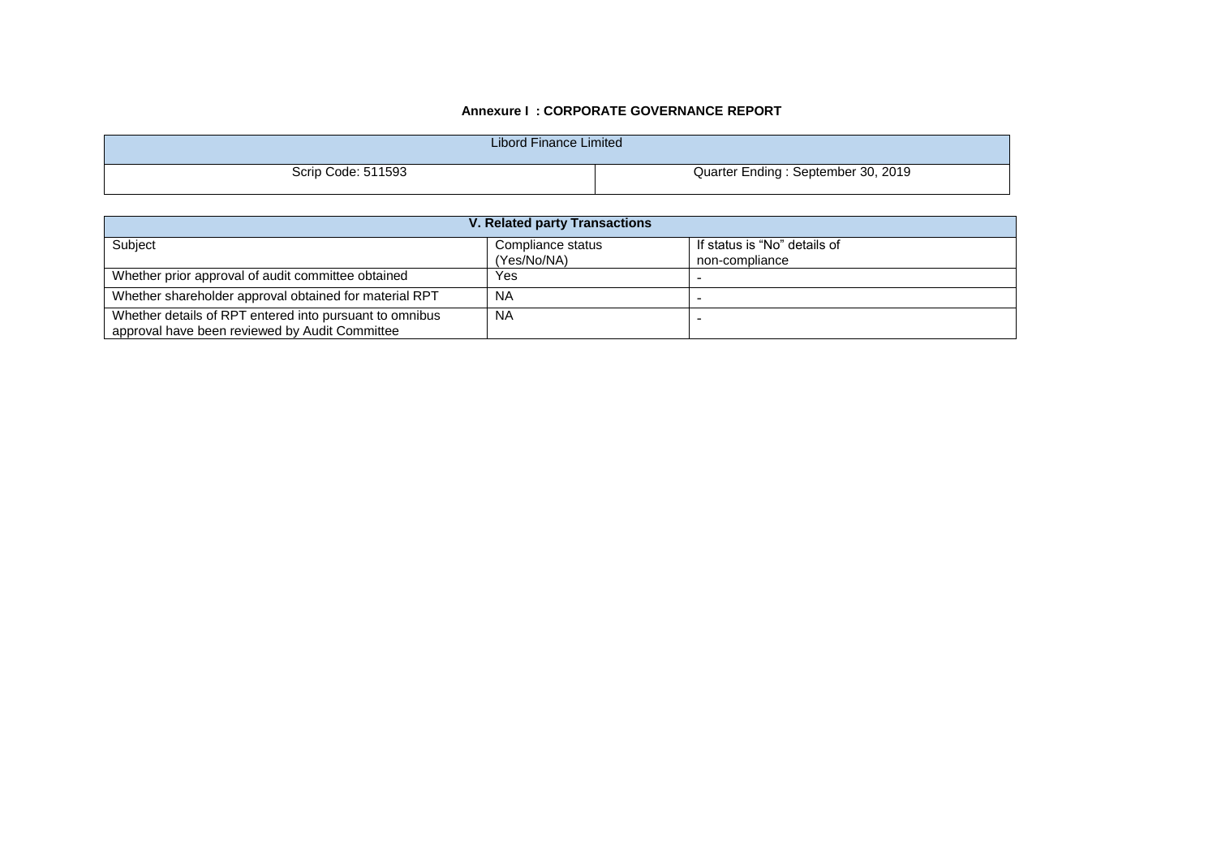**Annexure I : CORPORATE GOVERNANCE REPORT**

| Libord Finance Limited | |
|---|---|
| Scrip Code: 511593 | Quarter Ending : September 30, 2019 |

| V. Related party Transactions | | |
|---|---|---|
| Subject | Compliance status (Yes/No/NA) | If status is "No" details of non-compliance |
| Whether prior approval of audit committee obtained | Yes | - |
| Whether shareholder approval obtained for material RPT | NA | - |
| Whether details of RPT entered into pursuant to omnibus approval have been reviewed by Audit Committee | NA | - |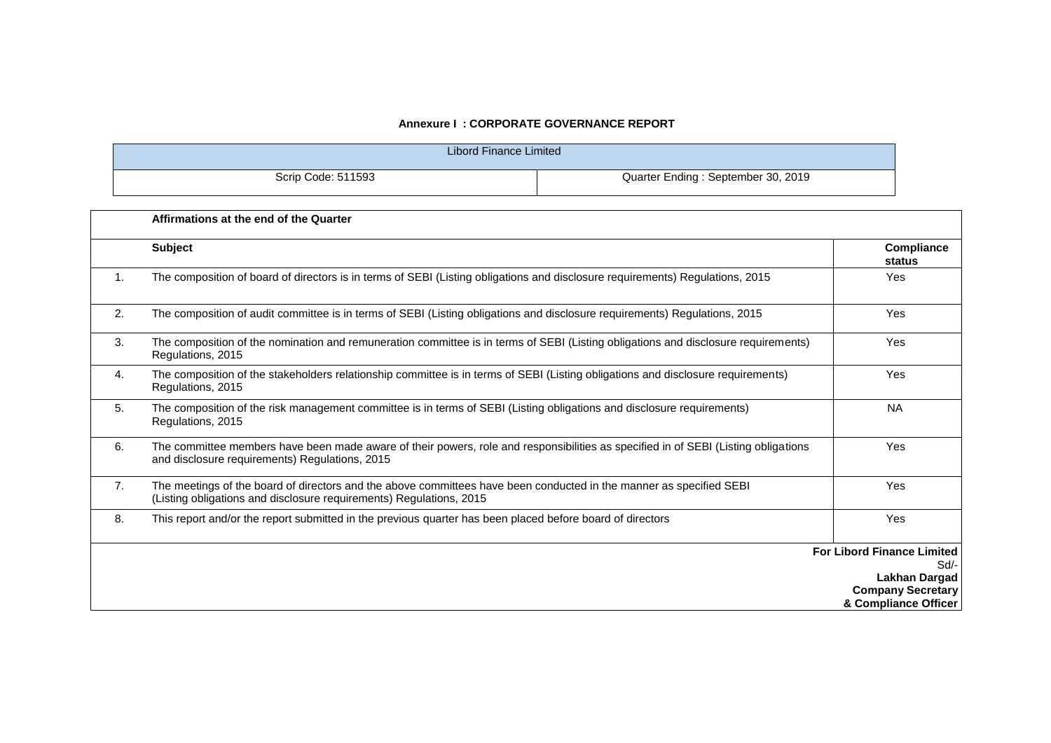**Annexure I : CORPORATE GOVERNANCE REPORT**

| Libord Finance Limited | |
|---|---|
| Scrip Code: 511593 | Quarter Ending : September 30, 2019 |

| | Affirmations at the end of the Quarter | |
|---|---|---|
| | **Subject** | **Compliance status** |
| 1. | The composition of board of directors is in terms of SEBI (Listing obligations and disclosure requirements) Regulations, 2015 | Yes |
| 2. | The composition of audit committee is in terms of SEBI (Listing obligations and disclosure requirements) Regulations, 2015 | Yes |
| 3. | The composition of the nomination and remuneration committee is in terms of SEBI (Listing obligations and disclosure requirements) Regulations, 2015 | Yes |
| 4. | The composition of the stakeholders relationship committee is in terms of SEBI (Listing obligations and disclosure requirements) Regulations, 2015 | Yes |
| 5. | The composition of the risk management committee is in terms of SEBI (Listing obligations and disclosure requirements) Regulations, 2015 | NA |
| 6. | The committee members have been made aware of their powers, role and responsibilities as specified in of SEBI (Listing obligations and disclosure requirements) Regulations, 2015 | Yes |
| 7. | The meetings of the board of directors and the above committees have been conducted in the manner as specified SEBI (Listing obligations and disclosure requirements) Regulations, 2015 | Yes |
| 8. | This report and/or the report submitted in the previous quarter has been placed before board of directors | Yes |

**For Libord Finance Limited**
Sd/-
**Lakhan Dargad**
**Company Secretary**
**& Compliance Officer**